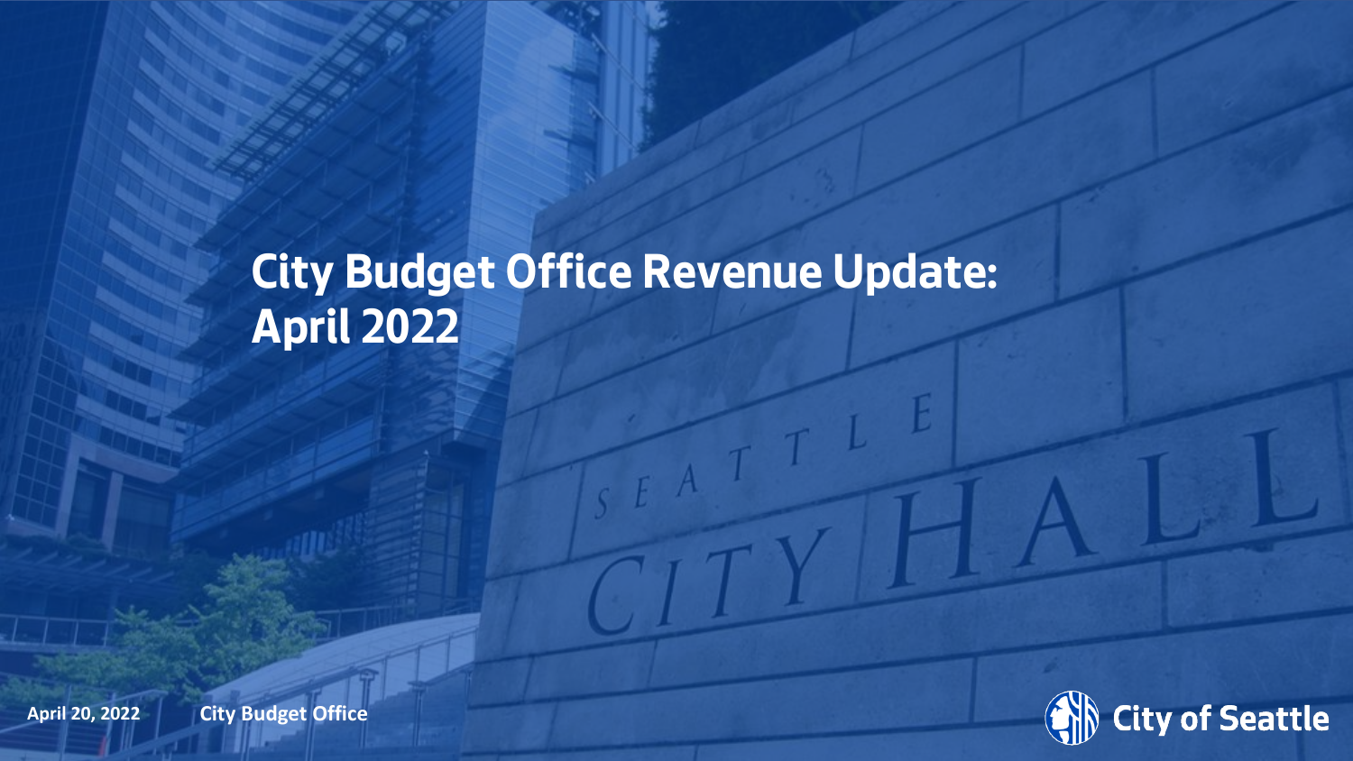# City Budget Office Revenue Update: April 2022

April 20, 2022

City Budget Office

City of Seattle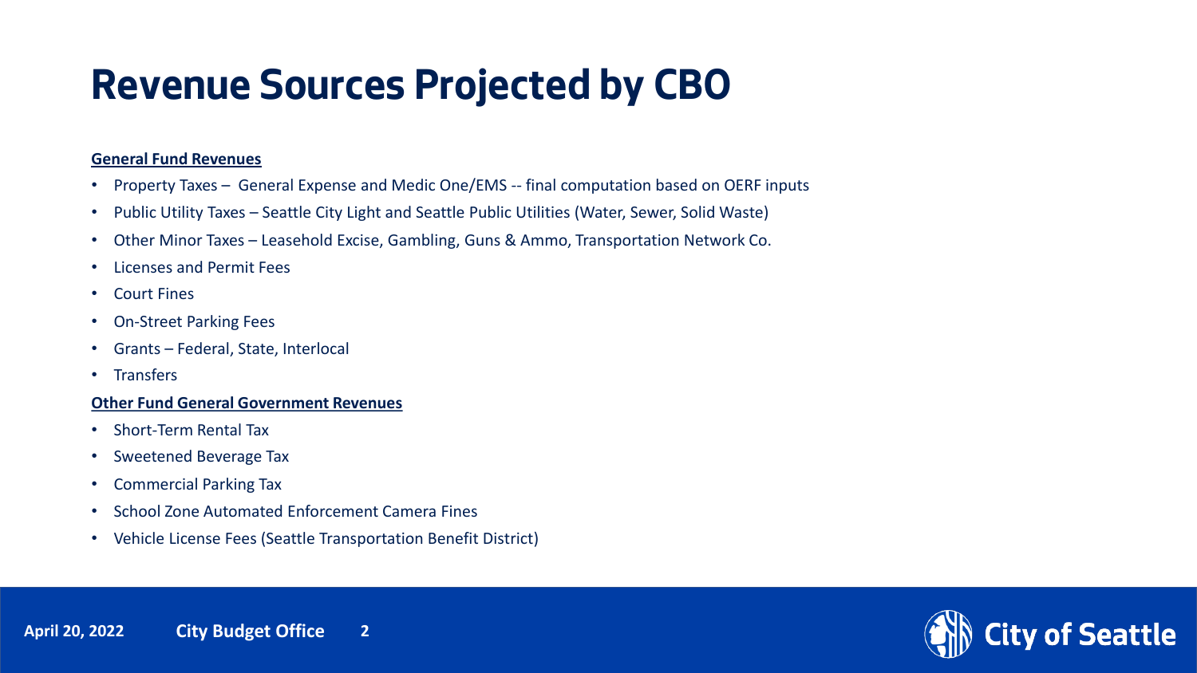# Revenue Sources Projected by CBO

**General Fund Revenues**

- Property Taxes – General Expense and Medic One/EMS -- final computation based on OERF inputs
- Public Utility Taxes – Seattle City Light and Seattle Public Utilities (Water, Sewer, Solid Waste)
- Other Minor Taxes – Leasehold Excise, Gambling, Guns & Ammo, Transportation Network Co.
- Licenses and Permit Fees
- Court Fines
- On-Street Parking Fees
- Grants – Federal, State, Interlocal
- Transfers

**Other Fund General Government Revenues**

- Short-Term Rental Tax
- Sweetened Beverage Tax
- Commercial Parking Tax
- School Zone Automated Enforcement Camera Fines
- Vehicle License Fees (Seattle Transportation Benefit District)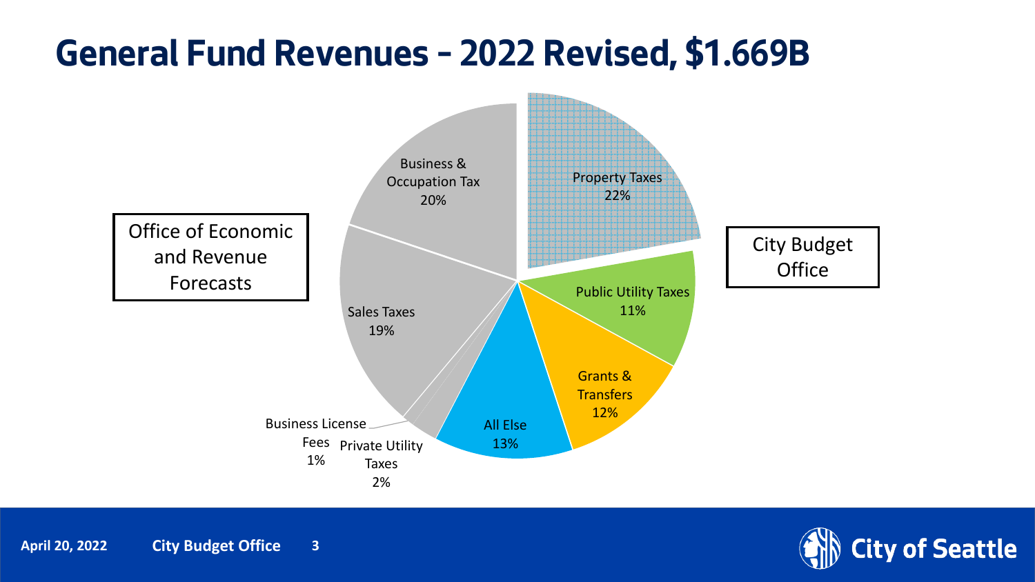# General Fund Revenues – 2022 Revised, $1.669B

| Revenue Source | Share |
|---|---|
| Property Taxes | 22% |
| Business & Occupation Tax | 20% |
| Sales Taxes | 19% |
| All Else | 13% |
| Grants & Transfers | 12% |
| Public Utility Taxes | 11% |
| Private Utility Taxes | 2% |
| Business License Fees | 1% |

Office of Economic and Revenue Forecasts

City Budget Office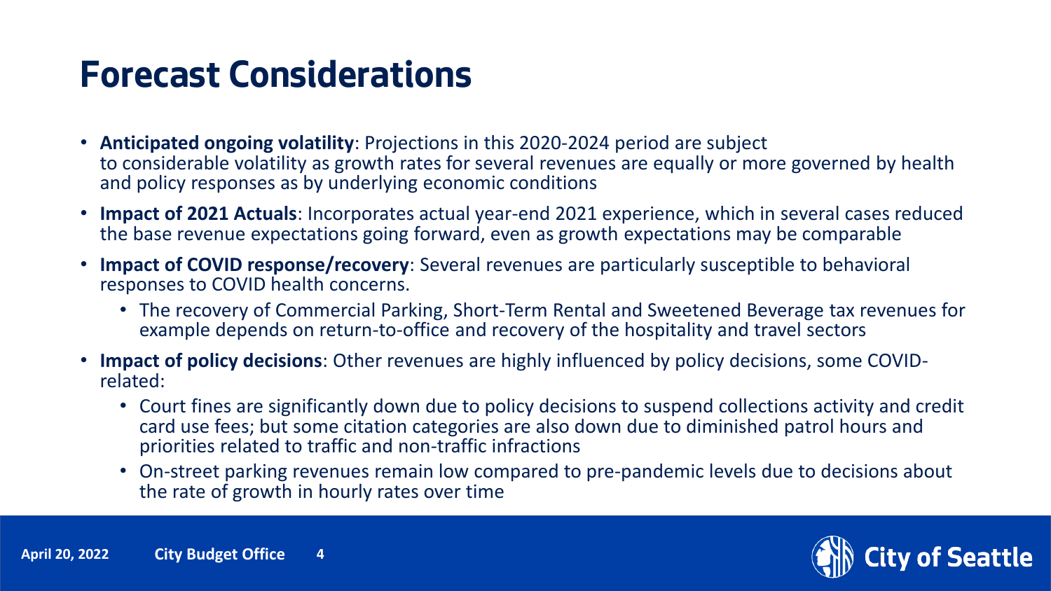# Forecast Considerations

- **Anticipated ongoing volatility**: Projections in this 2020-2024 period are subject to considerable volatility as growth rates for several revenues are equally or more governed by health and policy responses as by underlying economic conditions
- **Impact of 2021 Actuals**: Incorporates actual year-end 2021 experience, which in several cases reduced the base revenue expectations going forward, even as growth expectations may be comparable
- **Impact of COVID response/recovery**: Several revenues are particularly susceptible to behavioral responses to COVID health concerns.
  - The recovery of Commercial Parking, Short-Term Rental and Sweetened Beverage tax revenues for example depends on return-to-office and recovery of the hospitality and travel sectors
- **Impact of policy decisions**: Other revenues are highly influenced by policy decisions, some COVID-related:
  - Court fines are significantly down due to policy decisions to suspend collections activity and credit card use fees; but some citation categories are also down due to diminished patrol hours and priorities related to traffic and non-traffic infractions
  - On-street parking revenues remain low compared to pre-pandemic levels due to decisions about the rate of growth in hourly rates over time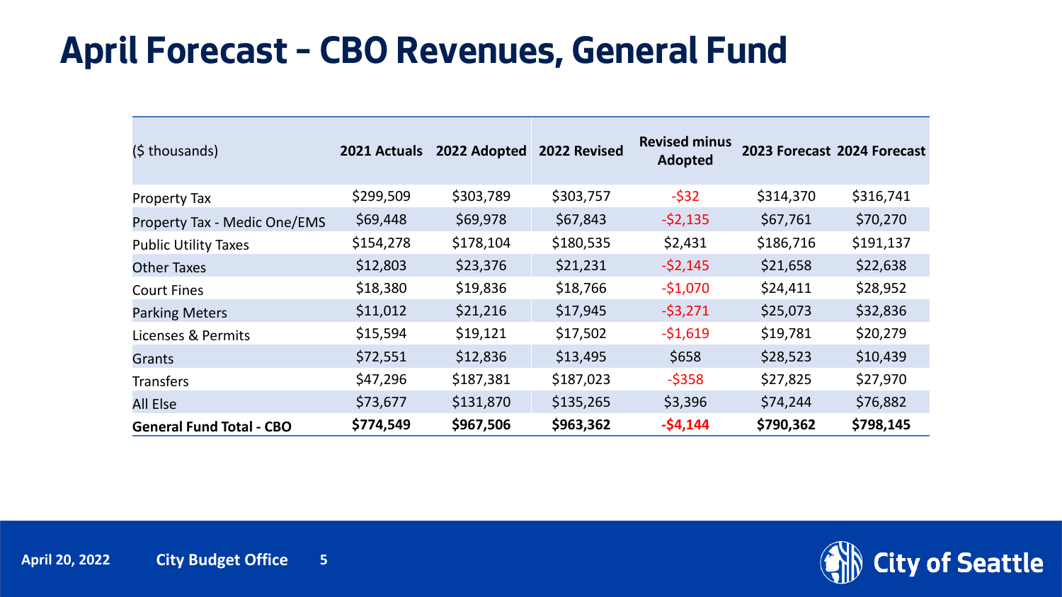# April Forecast – CBO Revenues, General Fund

| ($ thousands) | 2021 Actuals | 2022 Adopted | 2022 Revised | Revised minus Adopted | 2023 Forecast | 2024 Forecast |
|---|---|---|---|---|---|---|
| Property Tax | $299,509 | $303,789 | $303,757 | -$32 | $314,370 | $316,741 |
| Property Tax - Medic One/EMS | $69,448 | $69,978 | $67,843 | -$2,135 | $67,761 | $70,270 |
| Public Utility Taxes | $154,278 | $178,104 | $180,535 | $2,431 | $186,716 | $191,137 |
| Other Taxes | $12,803 | $23,376 | $21,231 | -$2,145 | $21,658 | $22,638 |
| Court Fines | $18,380 | $19,836 | $18,766 | -$1,070 | $24,411 | $28,952 |
| Parking Meters | $11,012 | $21,216 | $17,945 | -$3,271 | $25,073 | $32,836 |
| Licenses & Permits | $15,594 | $19,121 | $17,502 | -$1,619 | $19,781 | $20,279 |
| Grants | $72,551 | $12,836 | $13,495 | $658 | $28,523 | $10,439 |
| Transfers | $47,296 | $187,381 | $187,023 | -$358 | $27,825 | $27,970 |
| All Else | $73,677 | $131,870 | $135,265 | $3,396 | $74,244 | $76,882 |
| **General Fund Total - CBO** | **$774,549** | **$967,506** | **$963,362** | **-$4,144** | **$790,362** | **$798,145** |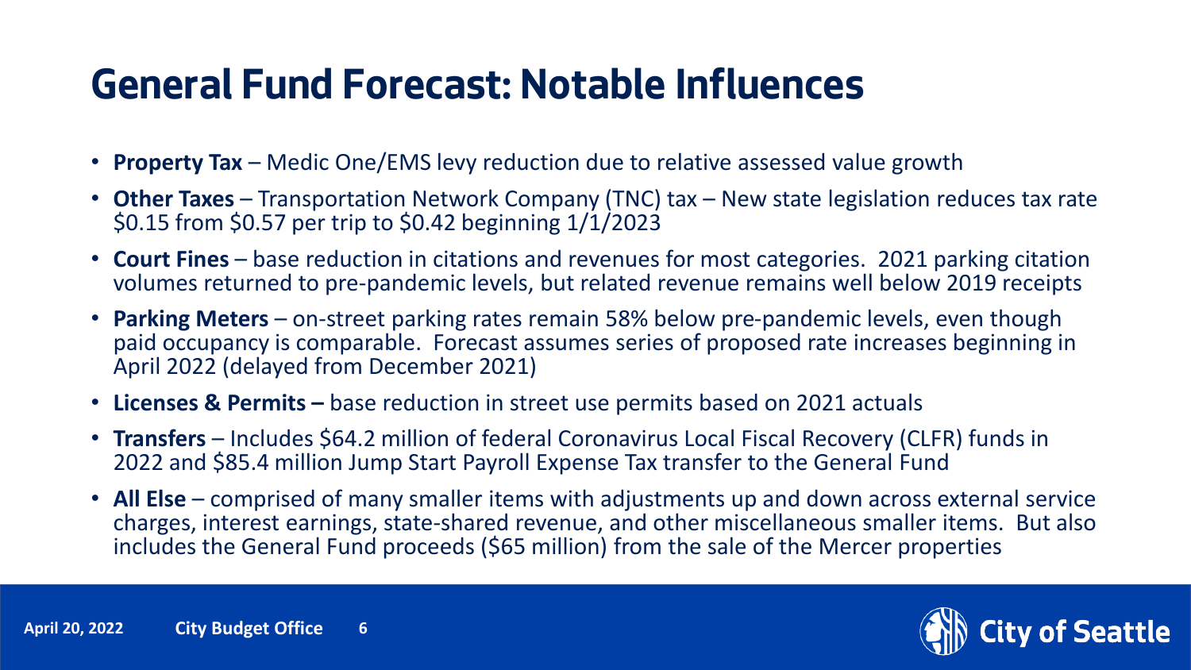# General Fund Forecast: Notable Influences

- **Property Tax** – Medic One/EMS levy reduction due to relative assessed value growth
- **Other Taxes** – Transportation Network Company (TNC) tax – New state legislation reduces tax rate $0.15 from $0.57 per trip to $0.42 beginning 1/1/2023
- **Court Fines** – base reduction in citations and revenues for most categories. 2021 parking citation volumes returned to pre-pandemic levels, but related revenue remains well below 2019 receipts
- **Parking Meters** – on-street parking rates remain 58% below pre-pandemic levels, even though paid occupancy is comparable. Forecast assumes series of proposed rate increases beginning in April 2022 (delayed from December 2021)
- **Licenses & Permits –** base reduction in street use permits based on 2021 actuals
- **Transfers** – Includes $64.2 million of federal Coronavirus Local Fiscal Recovery (CLFR) funds in 2022 and $85.4 million Jump Start Payroll Expense Tax transfer to the General Fund
- **All Else** – comprised of many smaller items with adjustments up and down across external service charges, interest earnings, state-shared revenue, and other miscellaneous smaller items. But also includes the General Fund proceeds ($65 million) from the sale of the Mercer properties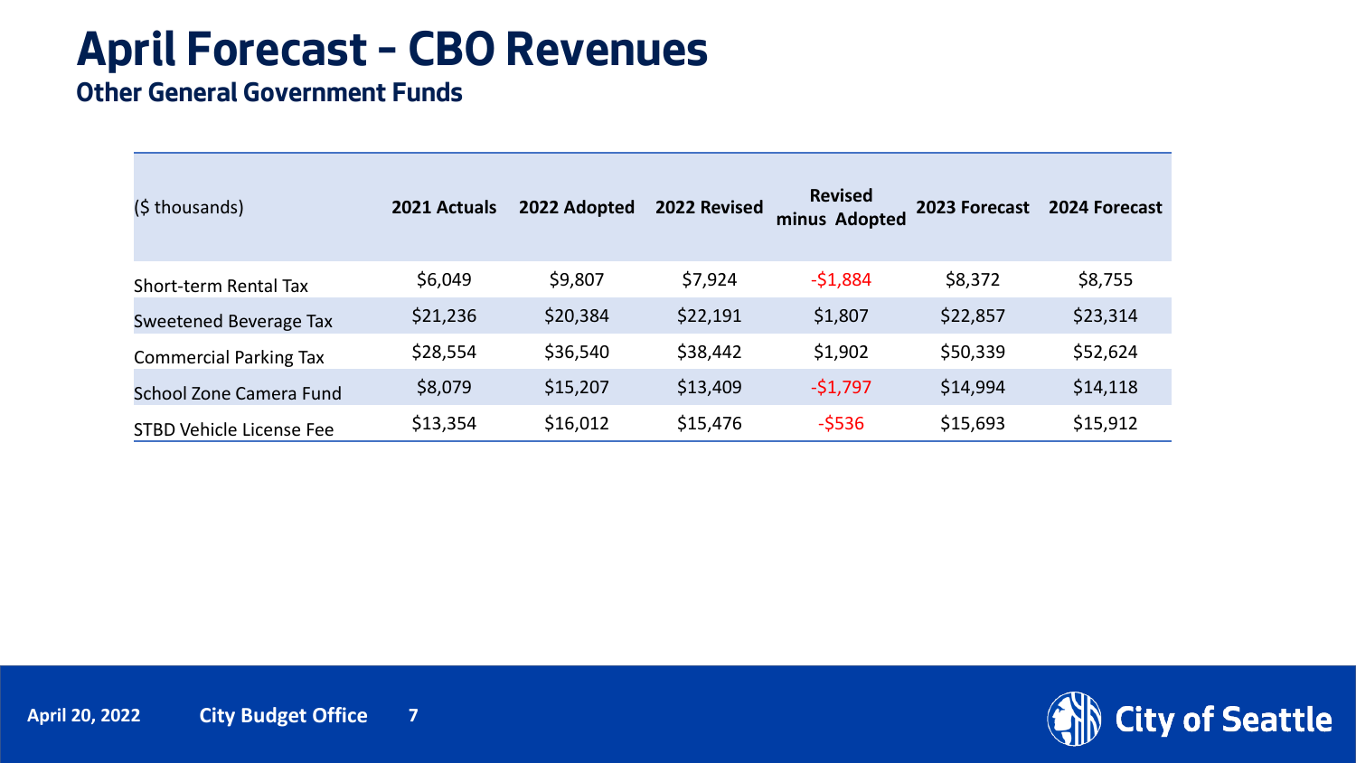# April Forecast – CBO Revenues

## Other General Government Funds

| ($ thousands) | 2021 Actuals | 2022 Adopted | 2022 Revised | Revised minus Adopted | 2023 Forecast | 2024 Forecast |
|---|---|---|---|---|---|---|
| Short-term Rental Tax | $6,049 | $9,807 | $7,924 | -$1,884 | $8,372 | $8,755 |
| Sweetened Beverage Tax | $21,236 | $20,384 | $22,191 | $1,807 | $22,857 | $23,314 |
| Commercial Parking Tax | $28,554 | $36,540 | $38,442 | $1,902 | $50,339 | $52,624 |
| School Zone Camera Fund | $8,079 | $15,207 | $13,409 | -$1,797 | $14,994 | $14,118 |
| STBD Vehicle License Fee | $13,354 | $16,012 | $15,476 | -$536 | $15,693 | $15,912 |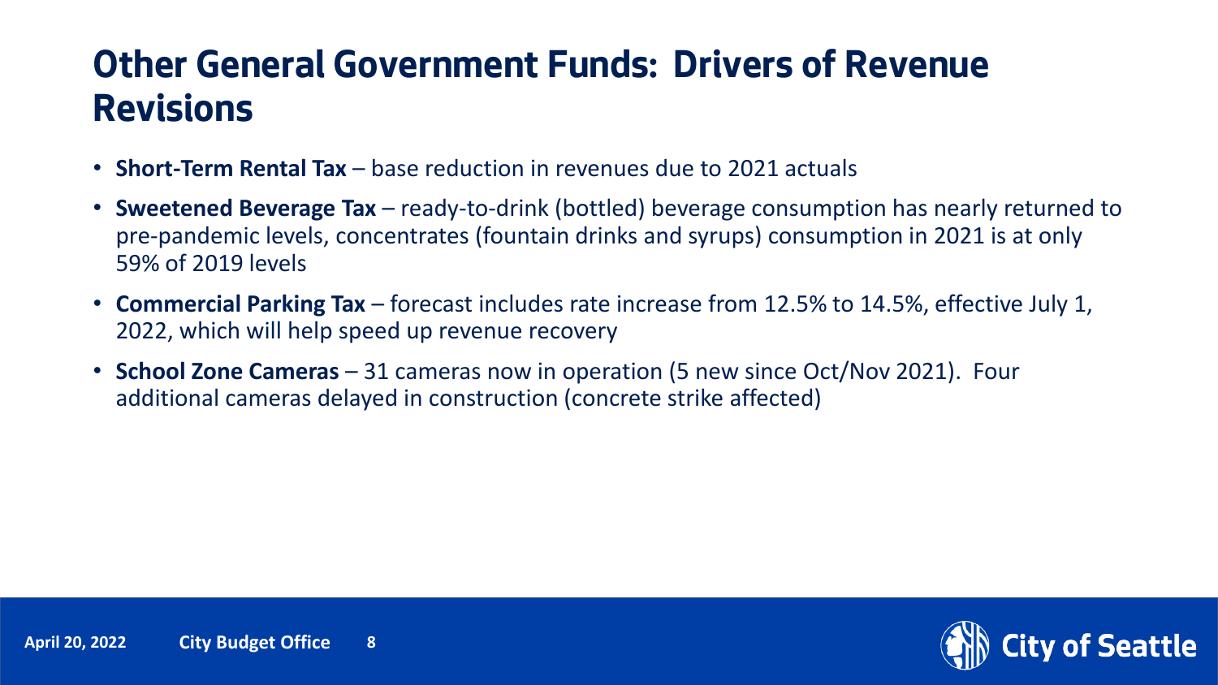# Other General Government Funds: Drivers of Revenue Revisions

- **Short-Term Rental Tax** – base reduction in revenues due to 2021 actuals
- **Sweetened Beverage Tax** – ready-to-drink (bottled) beverage consumption has nearly returned to pre-pandemic levels, concentrates (fountain drinks and syrups) consumption in 2021 is at only 59% of 2019 levels
- **Commercial Parking Tax** – forecast includes rate increase from 12.5% to 14.5%, effective July 1, 2022, which will help speed up revenue recovery
- **School Zone Cameras** – 31 cameras now in operation (5 new since Oct/Nov 2021). Four additional cameras delayed in construction (concrete strike affected)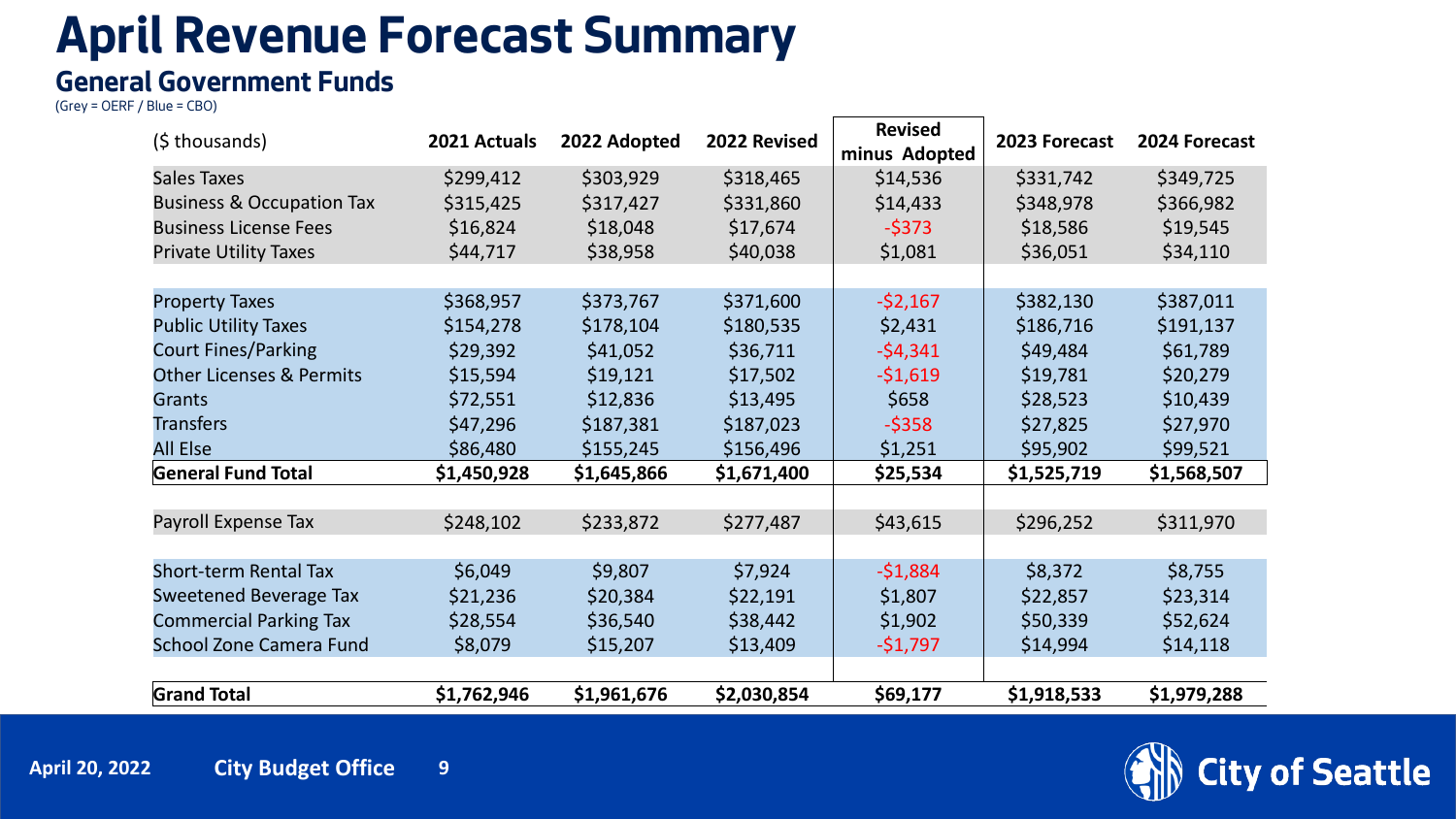# April Revenue Forecast Summary

## General Government Funds

(Grey = OERF / Blue = CBO)

| ($ thousands) | 2021 Actuals | 2022 Adopted | 2022 Revised | Revised minus Adopted | 2023 Forecast | 2024 Forecast |
|---|---|---|---|---|---|---|
| Sales Taxes | $299,412 | $303,929 | $318,465 | $14,536 | $331,742 | $349,725 |
| Business & Occupation Tax | $315,425 | $317,427 | $331,860 | $14,433 | $348,978 | $366,982 |
| Business License Fees | $16,824 | $18,048 | $17,674 | -$373 | $18,586 | $19,545 |
| Private Utility Taxes | $44,717 | $38,958 | $40,038 | $1,081 | $36,051 | $34,110 |
| | | | | | | |
| Property Taxes | $368,957 | $373,767 | $371,600 | -$2,167 | $382,130 | $387,011 |
| Public Utility Taxes | $154,278 | $178,104 | $180,535 | $2,431 | $186,716 | $191,137 |
| Court Fines/Parking | $29,392 | $41,052 | $36,711 | -$4,341 | $49,484 | $61,789 |
| Other Licenses & Permits | $15,594 | $19,121 | $17,502 | -$1,619 | $19,781 | $20,279 |
| Grants | $72,551 | $12,836 | $13,495 | $658 | $28,523 | $10,439 |
| Transfers | $47,296 | $187,381 | $187,023 | -$358 | $27,825 | $27,970 |
| All Else | $86,480 | $155,245 | $156,496 | $1,251 | $95,902 | $99,521 |
| **General Fund Total** | **$1,450,928** | **$1,645,866** | **$1,671,400** | **$25,534** | **$1,525,719** | **$1,568,507** |
| | | | | | | |
| Payroll Expense Tax | $248,102 | $233,872 | $277,487 | $43,615 | $296,252 | $311,970 |
| | | | | | | |
| Short-term Rental Tax | $6,049 | $9,807 | $7,924 | -$1,884 | $8,372 | $8,755 |
| Sweetened Beverage Tax | $21,236 | $20,384 | $22,191 | $1,807 | $22,857 | $23,314 |
| Commercial Parking Tax | $28,554 | $36,540 | $38,442 | $1,902 | $50,339 | $52,624 |
| School Zone Camera Fund | $8,079 | $15,207 | $13,409 | -$1,797 | $14,994 | $14,118 |
| | | | | | | |
| **Grand Total** | **$1,762,946** | **$1,961,676** | **$2,030,854** | **$69,177** | **$1,918,533** | **$1,979,288** |

April 20, 2022 City Budget Office

City of Seattle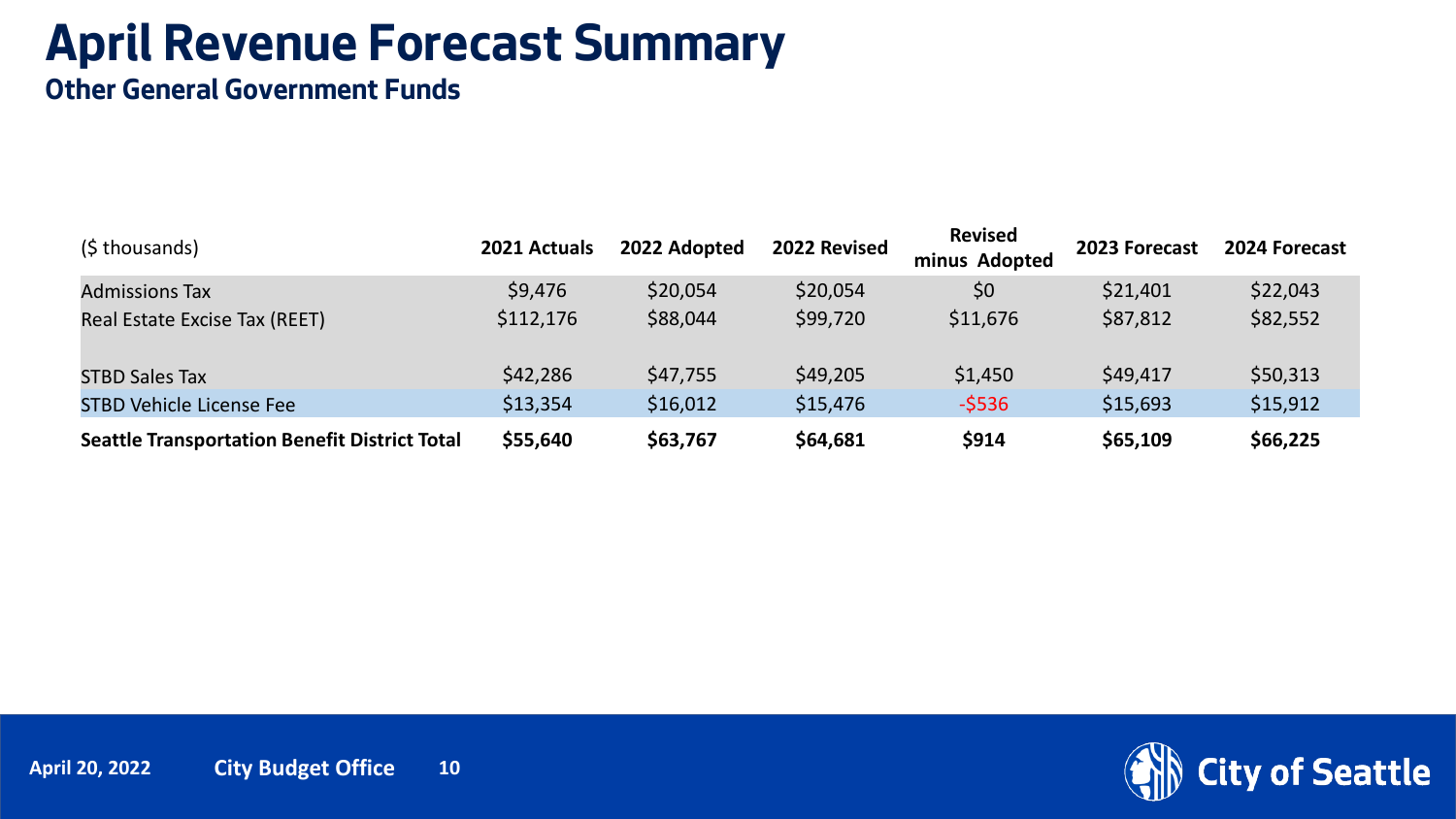# April Revenue Forecast Summary

## Other General Government Funds

| ($ thousands) | 2021 Actuals | 2022 Adopted | 2022 Revised | Revised minus Adopted | 2023 Forecast | 2024 Forecast |
|---|---|---|---|---|---|---|
| Admissions Tax | $9,476 | $20,054 | $20,054 | $0 | $21,401 | $22,043 |
| Real Estate Excise Tax (REET) | $112,176 | $88,044 | $99,720 | $11,676 | $87,812 | $82,552 |
| STBD Sales Tax | $42,286 | $47,755 | $49,205 | $1,450 | $49,417 | $50,313 |
| STBD Vehicle License Fee | $13,354 | $16,012 | $15,476 | -$536 | $15,693 | $15,912 |
| **Seattle Transportation Benefit District Total** | **$55,640** | **$63,767** | **$64,681** | **$914** | **$65,109** | **$66,225** |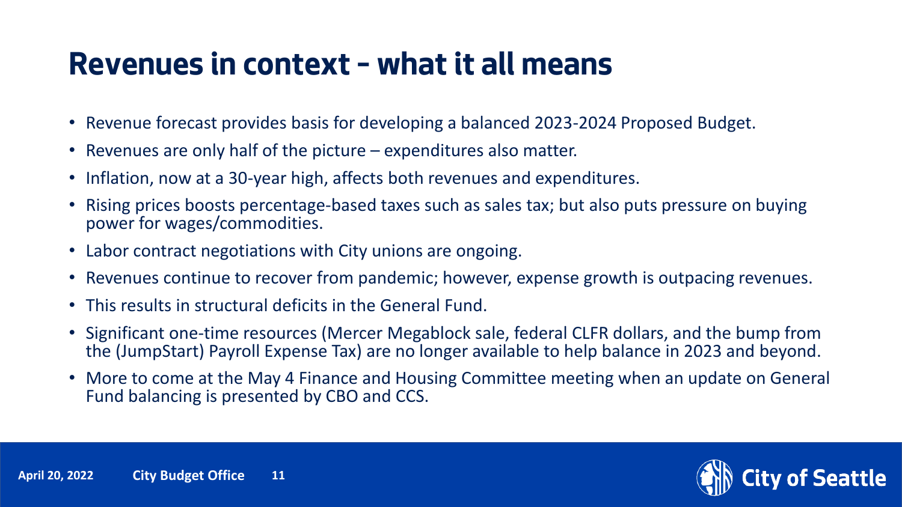# Revenues in context – what it all means

- Revenue forecast provides basis for developing a balanced 2023-2024 Proposed Budget.
- Revenues are only half of the picture – expenditures also matter.
- Inflation, now at a 30-year high, affects both revenues and expenditures.
- Rising prices boosts percentage-based taxes such as sales tax; but also puts pressure on buying power for wages/commodities.
- Labor contract negotiations with City unions are ongoing.
- Revenues continue to recover from pandemic; however, expense growth is outpacing revenues.
- This results in structural deficits in the General Fund.
- Significant one-time resources (Mercer Megablock sale, federal CLFR dollars, and the bump from the (JumpStart) Payroll Expense Tax) are no longer available to help balance in 2023 and beyond.
- More to come at the May 4 Finance and Housing Committee meeting when an update on General Fund balancing is presented by CBO and CCS.